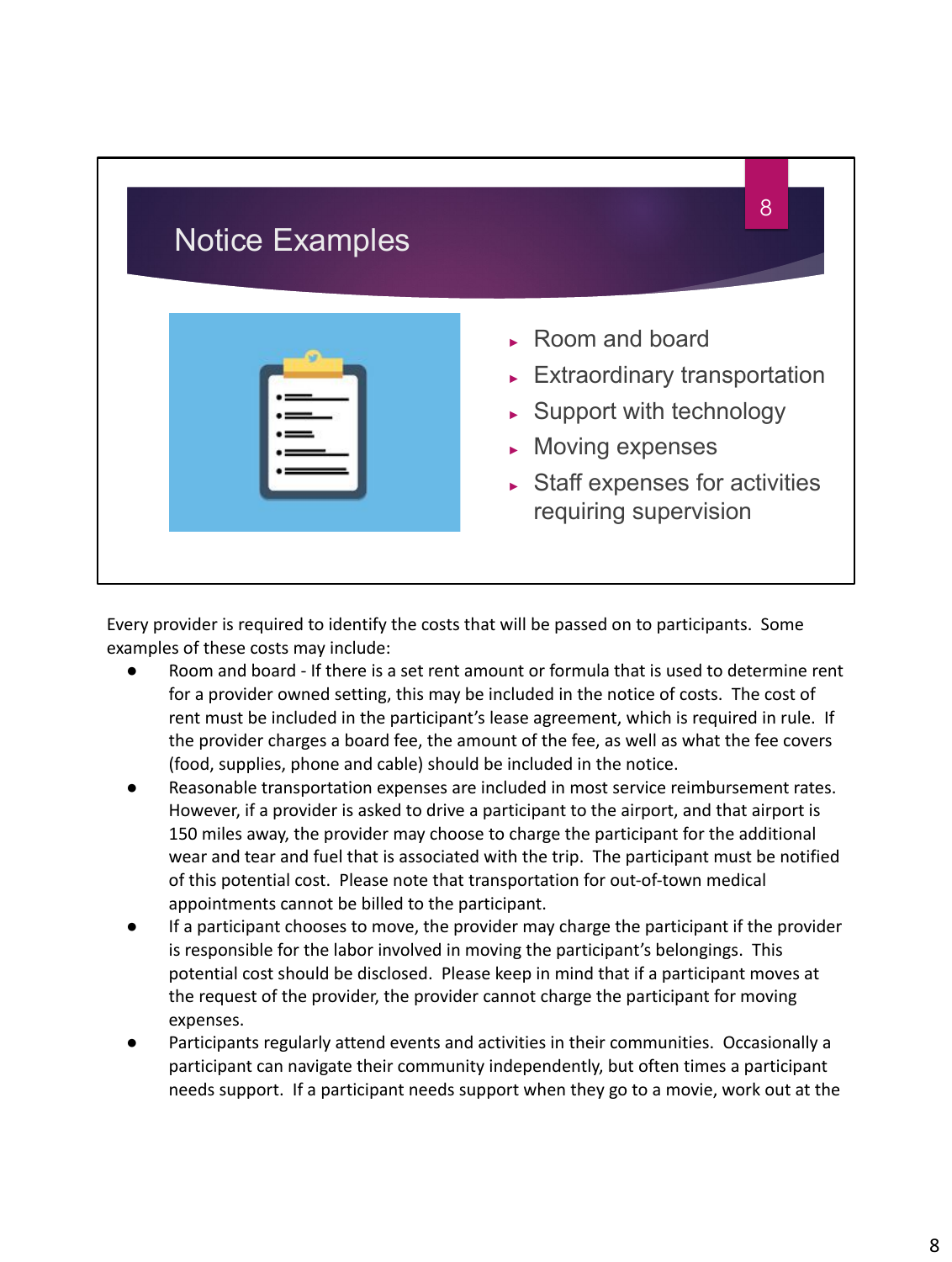## Notice Examples

- Room and board
- Extraordinary transportation
- Support with technology
- Moving expenses
- Staff expenses for activities requiring supervision

Every provider is required to identify the costs that will be passed on to participants. Some examples of these costs may include:

- Room and board - If there is a set rent amount or formula that is used to determine rent for a provider owned setting, this may be included in the notice of costs. The cost of rent must be included in the participant's lease agreement, which is required in rule. If the provider charges a board fee, the amount of the fee, as well as what the fee covers (food, supplies, phone and cable) should be included in the notice.
- Reasonable transportation expenses are included in most service reimbursement rates. However, if a provider is asked to drive a participant to the airport, and that airport is 150 miles away, the provider may choose to charge the participant for the additional wear and tear and fuel that is associated with the trip. The participant must be notified of this potential cost. Please note that transportation for out-of-town medical appointments cannot be billed to the participant.
- If a participant chooses to move, the provider may charge the participant if the provider is responsible for the labor involved in moving the participant's belongings. This potential cost should be disclosed. Please keep in mind that if a participant moves at the request of the provider, the provider cannot charge the participant for moving expenses.
- Participants regularly attend events and activities in their communities. Occasionally a participant can navigate their community independently, but often times a participant needs support. If a participant needs support when they go to a movie, work out at the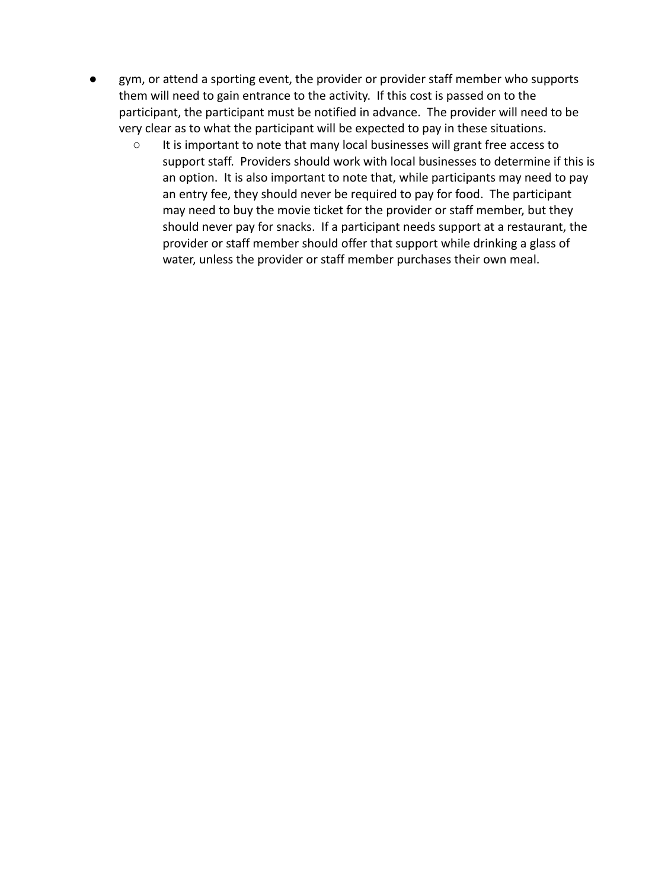- gym, or attend a sporting event, the provider or provider staff member who supports them will need to gain entrance to the activity. If this cost is passed on to the participant, the participant must be notified in advance. The provider will need to be very clear as to what the participant will be expected to pay in these situations.
    - It is important to note that many local businesses will grant free access to support staff. Providers should work with local businesses to determine if this is an option. It is also important to note that, while participants may need to pay an entry fee, they should never be required to pay for food. The participant may need to buy the movie ticket for the provider or staff member, but they should never pay for snacks. If a participant needs support at a restaurant, the provider or staff member should offer that support while drinking a glass of water, unless the provider or staff member purchases their own meal.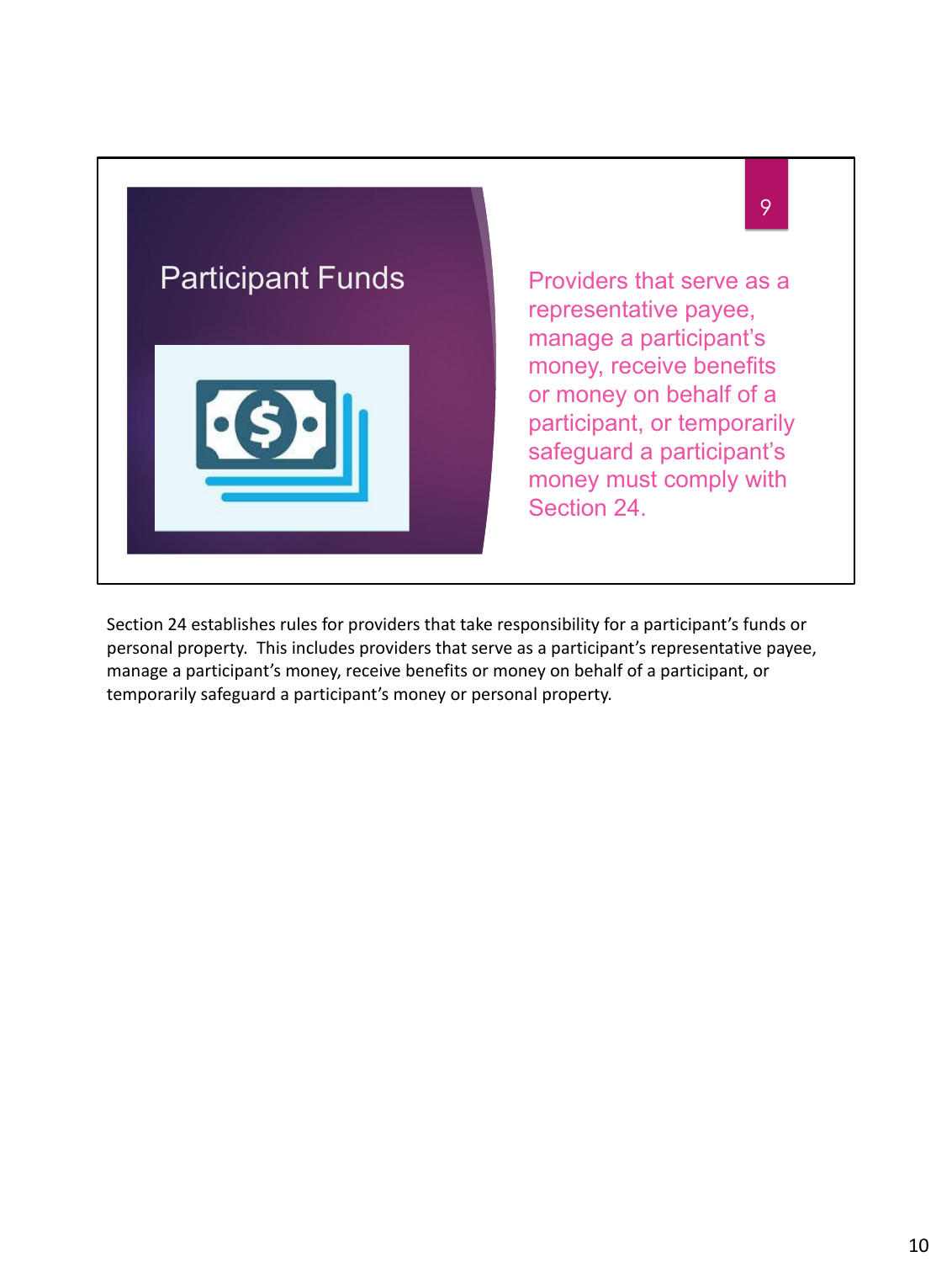## Participant Funds

Providers that serve as a representative payee, manage a participant's money, receive benefits or money on behalf of a participant, or temporarily safeguard a participant's money must comply with Section 24.

Section 24 establishes rules for providers that take responsibility for a participant's funds or personal property. This includes providers that serve as a participant's representative payee, manage a participant's money, receive benefits or money on behalf of a participant, or temporarily safeguard a participant's money or personal property.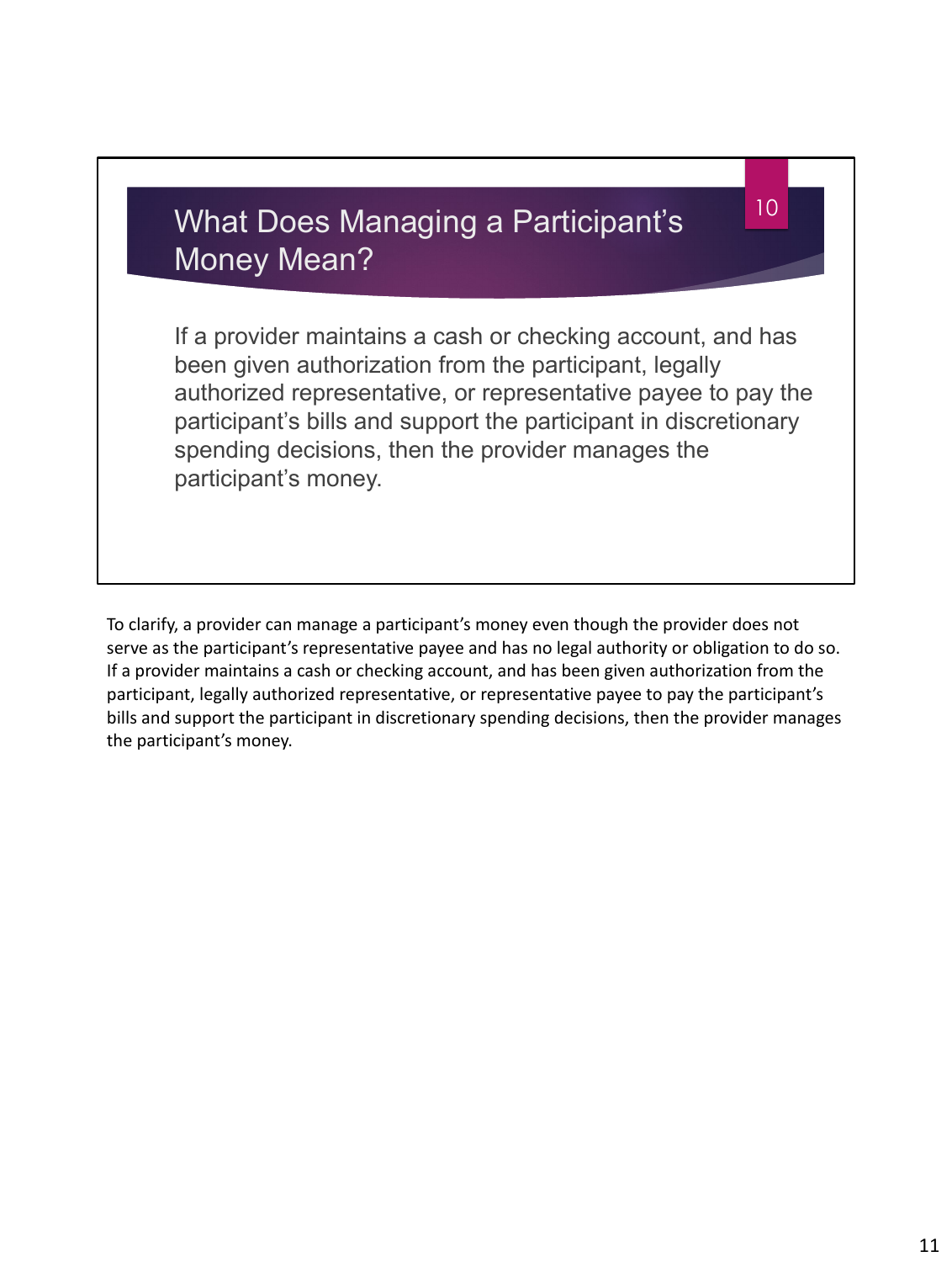## What Does Managing a Participant's Money Mean?

If a provider maintains a cash or checking account, and has been given authorization from the participant, legally authorized representative, or representative payee to pay the participant's bills and support the participant in discretionary spending decisions, then the provider manages the participant's money.

To clarify, a provider can manage a participant's money even though the provider does not serve as the participant's representative payee and has no legal authority or obligation to do so. If a provider maintains a cash or checking account, and has been given authorization from the participant, legally authorized representative, or representative payee to pay the participant's bills and support the participant in discretionary spending decisions, then the provider manages the participant's money.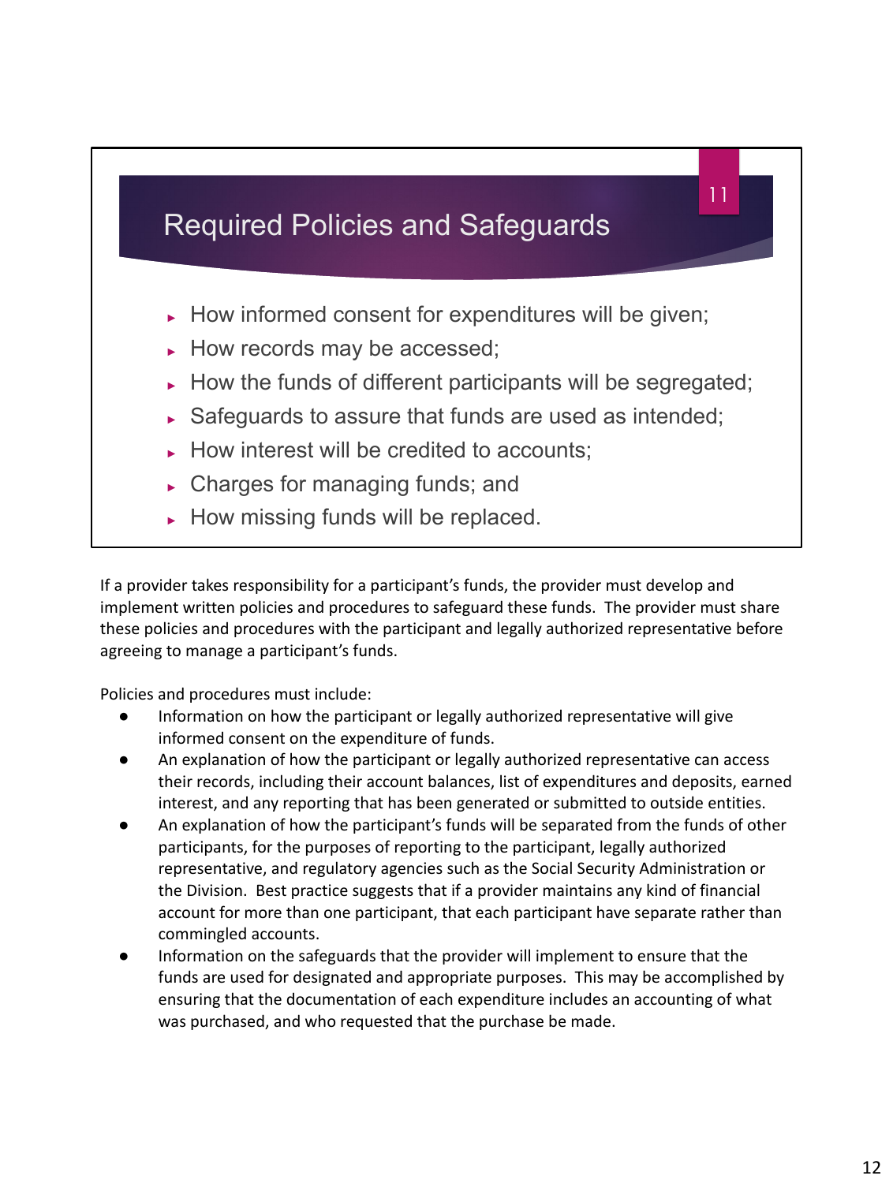## Required Policies and Safeguards

- How informed consent for expenditures will be given;
- How records may be accessed;
- How the funds of different participants will be segregated;
- Safeguards to assure that funds are used as intended;
- How interest will be credited to accounts;
- Charges for managing funds; and
- How missing funds will be replaced.

If a provider takes responsibility for a participant's funds, the provider must develop and implement written policies and procedures to safeguard these funds. The provider must share these policies and procedures with the participant and legally authorized representative before agreeing to manage a participant's funds.

Policies and procedures must include:

- Information on how the participant or legally authorized representative will give informed consent on the expenditure of funds.
- An explanation of how the participant or legally authorized representative can access their records, including their account balances, list of expenditures and deposits, earned interest, and any reporting that has been generated or submitted to outside entities.
- An explanation of how the participant's funds will be separated from the funds of other participants, for the purposes of reporting to the participant, legally authorized representative, and regulatory agencies such as the Social Security Administration or the Division. Best practice suggests that if a provider maintains any kind of financial account for more than one participant, that each participant have separate rather than commingled accounts.
- Information on the safeguards that the provider will implement to ensure that the funds are used for designated and appropriate purposes. This may be accomplished by ensuring that the documentation of each expenditure includes an accounting of what was purchased, and who requested that the purchase be made.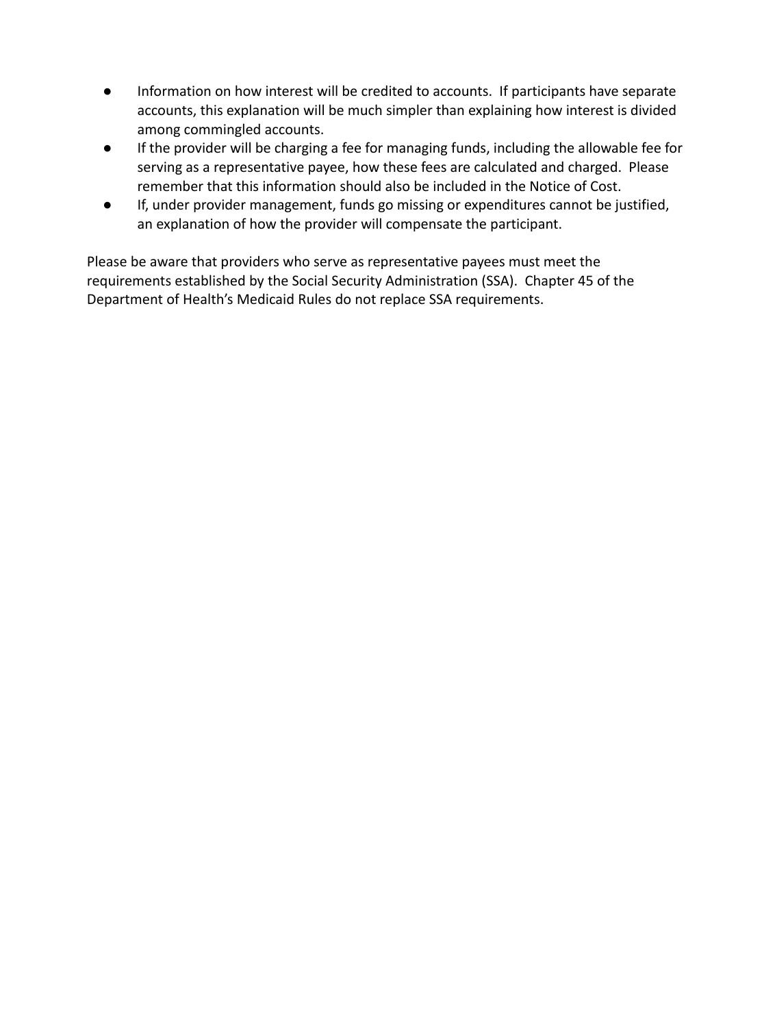- Information on how interest will be credited to accounts. If participants have separate accounts, this explanation will be much simpler than explaining how interest is divided among commingled accounts.
- If the provider will be charging a fee for managing funds, including the allowable fee for serving as a representative payee, how these fees are calculated and charged. Please remember that this information should also be included in the Notice of Cost.
- If, under provider management, funds go missing or expenditures cannot be justified, an explanation of how the provider will compensate the participant.

Please be aware that providers who serve as representative payees must meet the requirements established by the Social Security Administration (SSA). Chapter 45 of the Department of Health's Medicaid Rules do not replace SSA requirements.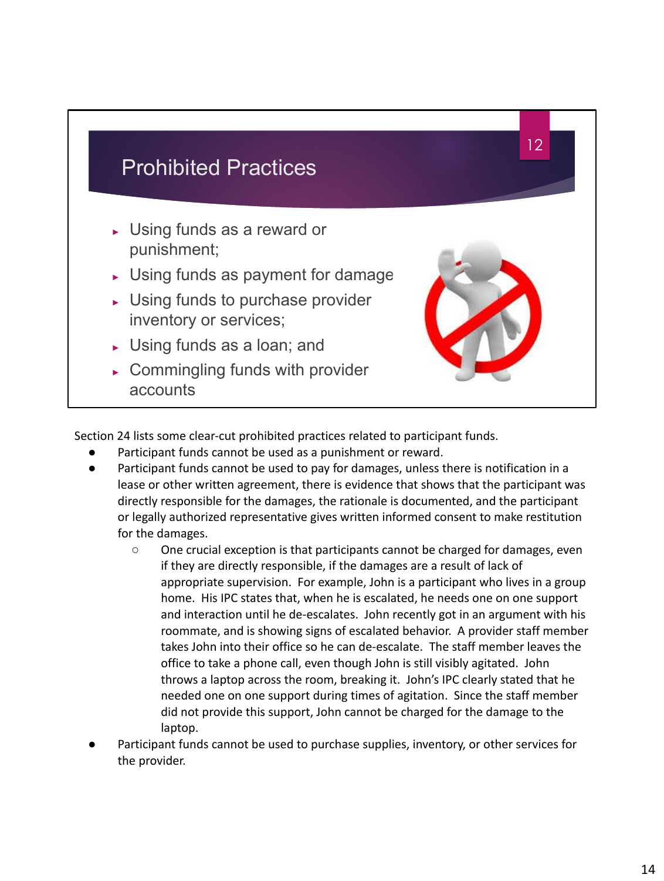## Prohibited Practices

- Using funds as a reward or punishment;
- Using funds as payment for damage
- Using funds to purchase provider inventory or services;
- Using funds as a loan; and
- Commingling funds with provider accounts

Section 24 lists some clear-cut prohibited practices related to participant funds.

- Participant funds cannot be used as a punishment or reward.
- Participant funds cannot be used to pay for damages, unless there is notification in a lease or other written agreement, there is evidence that shows that the participant was directly responsible for the damages, the rationale is documented, and the participant or legally authorized representative gives written informed consent to make restitution for the damages.
  - One crucial exception is that participants cannot be charged for damages, even if they are directly responsible, if the damages are a result of lack of appropriate supervision. For example, John is a participant who lives in a group home. His IPC states that, when he is escalated, he needs one on one support and interaction until he de-escalates. John recently got in an argument with his roommate, and is showing signs of escalated behavior. A provider staff member takes John into their office so he can de-escalate. The staff member leaves the office to take a phone call, even though John is still visibly agitated. John throws a laptop across the room, breaking it. John's IPC clearly stated that he needed one on one support during times of agitation. Since the staff member did not provide this support, John cannot be charged for the damage to the laptop.
- Participant funds cannot be used to purchase supplies, inventory, or other services for the provider.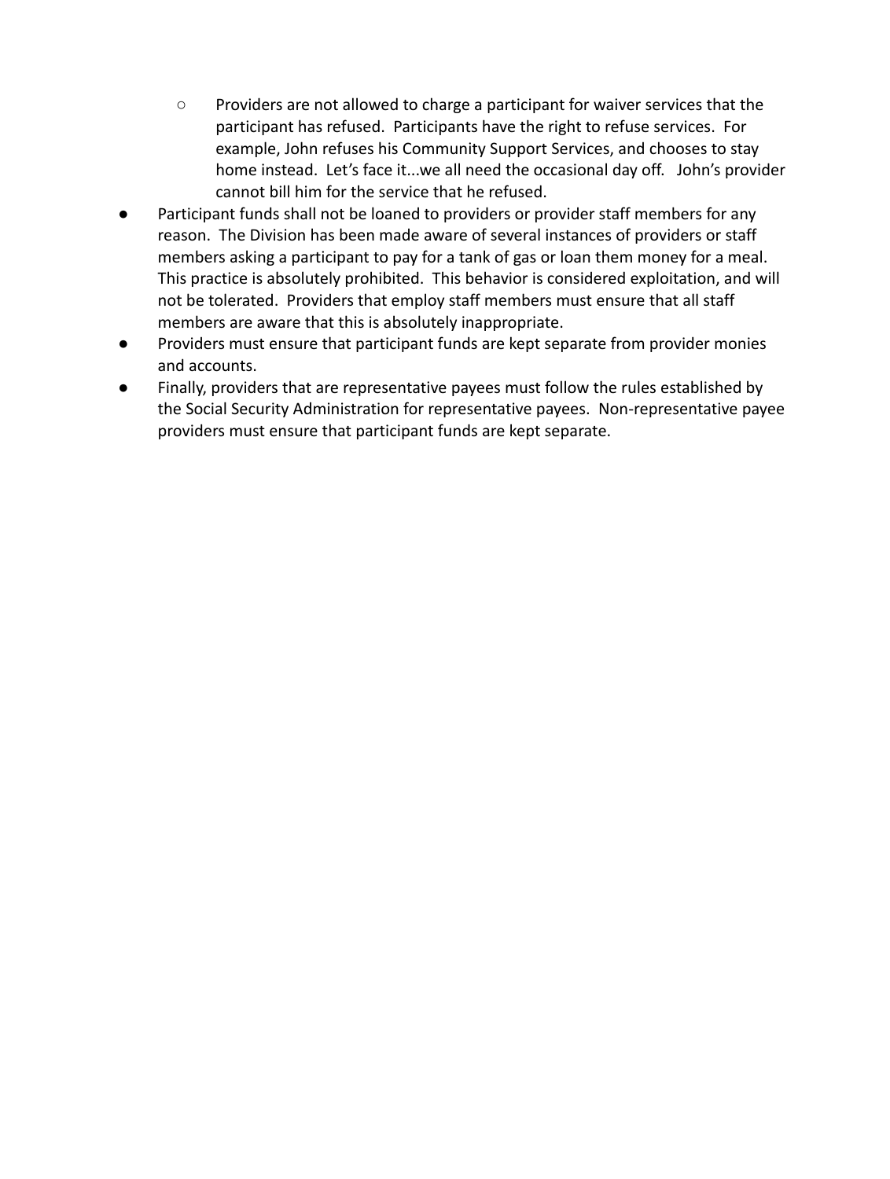- Providers are not allowed to charge a participant for waiver services that the participant has refused. Participants have the right to refuse services. For example, John refuses his Community Support Services, and chooses to stay home instead. Let's face it...we all need the occasional day off. John's provider cannot bill him for the service that he refused.

- Participant funds shall not be loaned to providers or provider staff members for any reason. The Division has been made aware of several instances of providers or staff members asking a participant to pay for a tank of gas or loan them money for a meal. This practice is absolutely prohibited. This behavior is considered exploitation, and will not be tolerated. Providers that employ staff members must ensure that all staff members are aware that this is absolutely inappropriate.
- Providers must ensure that participant funds are kept separate from provider monies and accounts.
- Finally, providers that are representative payees must follow the rules established by the Social Security Administration for representative payees. Non-representative payee providers must ensure that participant funds are kept separate.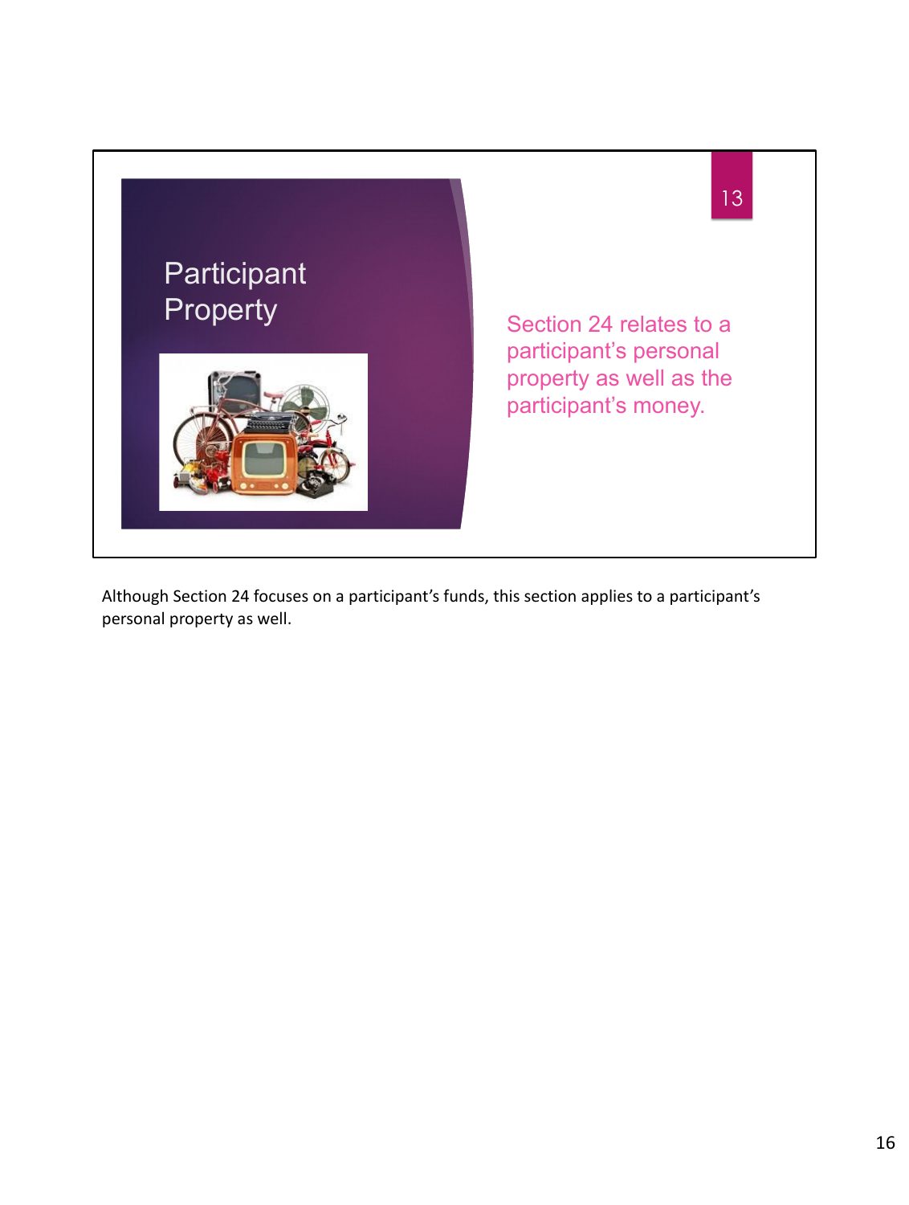## Participant Property

Section 24 relates to a participant's personal property as well as the participant's money.

Although Section 24 focuses on a participant's funds, this section applies to a participant's personal property as well.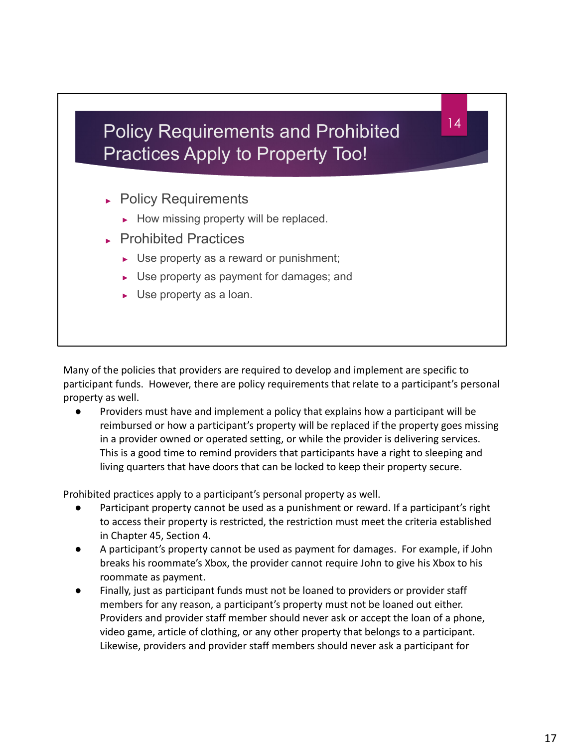## Policy Requirements and Prohibited Practices Apply to Property Too!

- Policy Requirements
  - How missing property will be replaced.
- Prohibited Practices
  - Use property as a reward or punishment;
  - Use property as payment for damages; and
  - Use property as a loan.

Many of the policies that providers are required to develop and implement are specific to participant funds. However, there are policy requirements that relate to a participant's personal property as well.

- Providers must have and implement a policy that explains how a participant will be reimbursed or how a participant's property will be replaced if the property goes missing in a provider owned or operated setting, or while the provider is delivering services. This is a good time to remind providers that participants have a right to sleeping and living quarters that have doors that can be locked to keep their property secure.

Prohibited practices apply to a participant's personal property as well.

- Participant property cannot be used as a punishment or reward. If a participant's right to access their property is restricted, the restriction must meet the criteria established in Chapter 45, Section 4.
- A participant's property cannot be used as payment for damages. For example, if John breaks his roommate's Xbox, the provider cannot require John to give his Xbox to his roommate as payment.
- Finally, just as participant funds must not be loaned to providers or provider staff members for any reason, a participant's property must not be loaned out either. Providers and provider staff member should never ask or accept the loan of a phone, video game, article of clothing, or any other property that belongs to a participant. Likewise, providers and provider staff members should never ask a participant for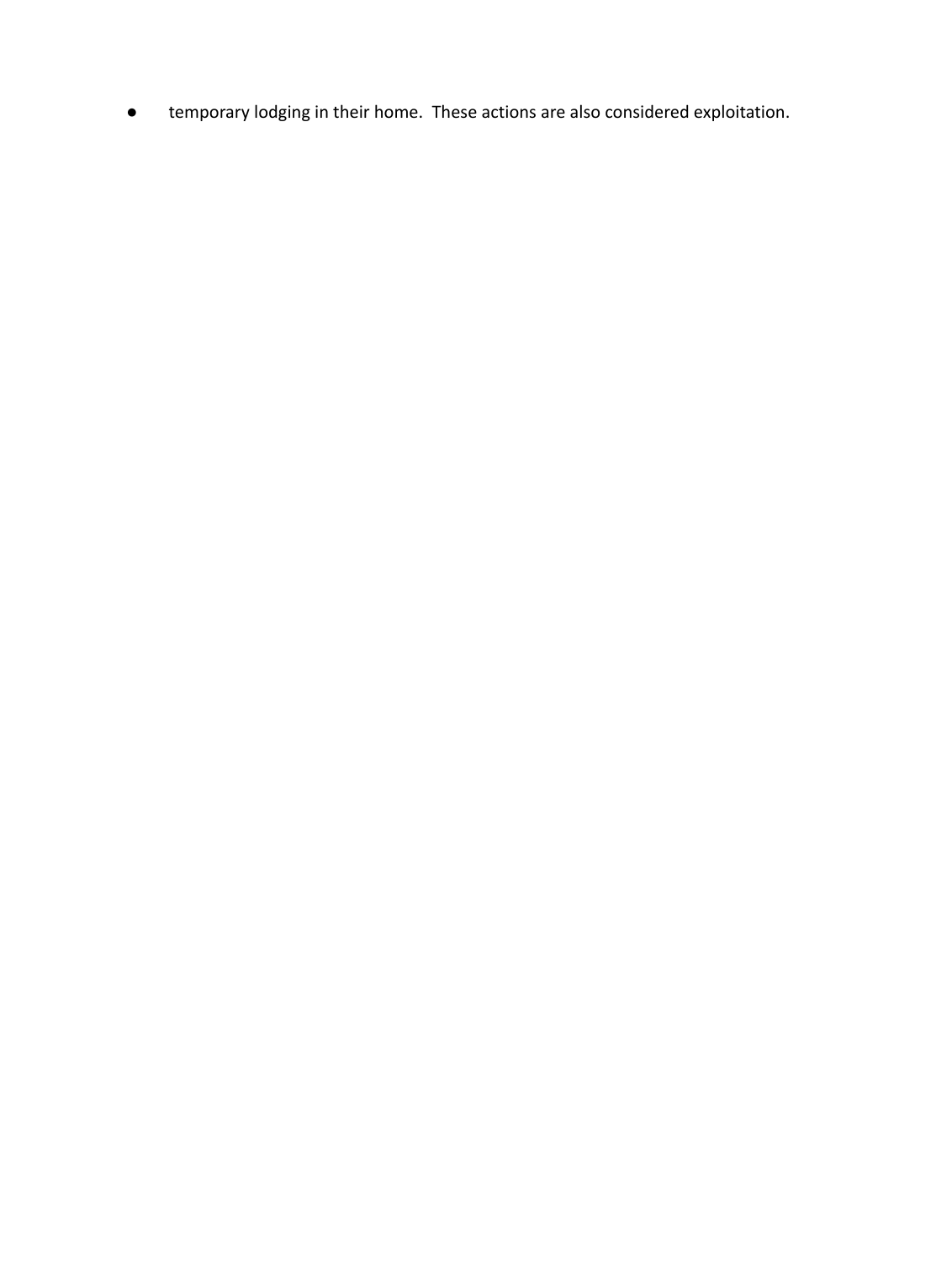- temporary lodging in their home. These actions are also considered exploitation.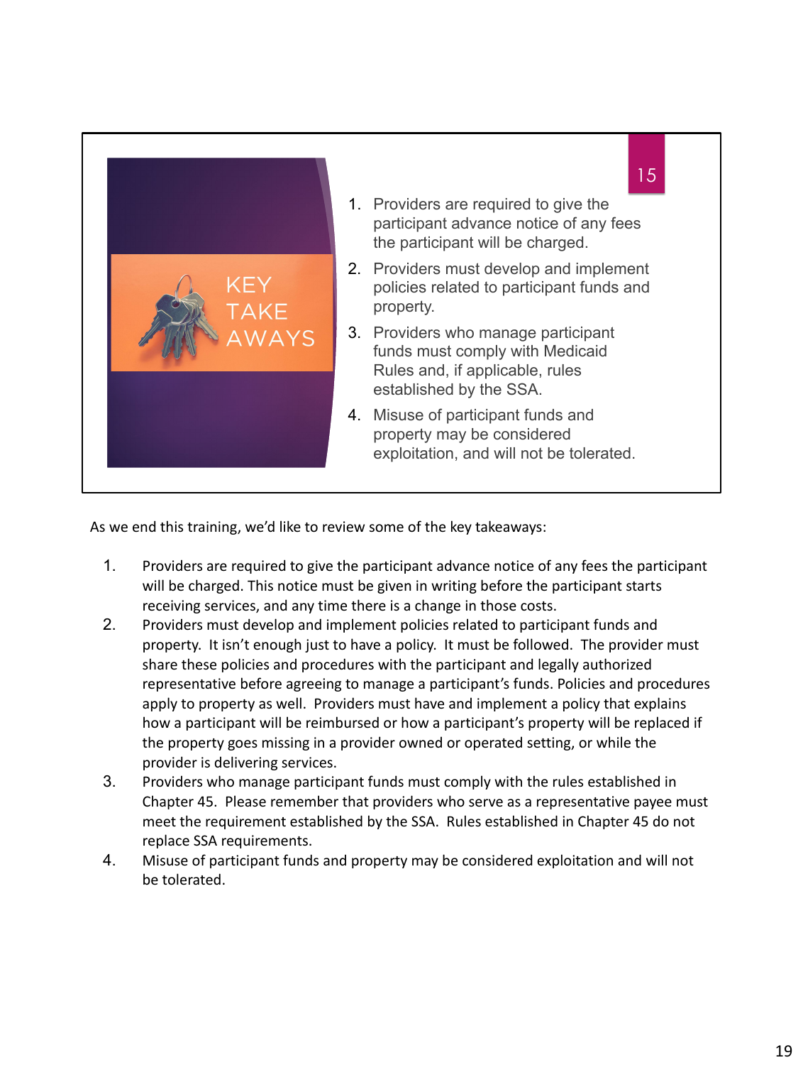## KEY TAKE AWAYS

1. Providers are required to give the participant advance notice of any fees the participant will be charged.
2. Providers must develop and implement policies related to participant funds and property.
3. Providers who manage participant funds must comply with Medicaid Rules and, if applicable, rules established by the SSA.
4. Misuse of participant funds and property may be considered exploitation, and will not be tolerated.

As we end this training, we'd like to review some of the key takeaways:

1. Providers are required to give the participant advance notice of any fees the participant will be charged. This notice must be given in writing before the participant starts receiving services, and any time there is a change in those costs.
2. Providers must develop and implement policies related to participant funds and property. It isn't enough just to have a policy. It must be followed. The provider must share these policies and procedures with the participant and legally authorized representative before agreeing to manage a participant's funds. Policies and procedures apply to property as well. Providers must have and implement a policy that explains how a participant will be reimbursed or how a participant's property will be replaced if the property goes missing in a provider owned or operated setting, or while the provider is delivering services.
3. Providers who manage participant funds must comply with the rules established in Chapter 45. Please remember that providers who serve as a representative payee must meet the requirement established by the SSA. Rules established in Chapter 45 do not replace SSA requirements.
4. Misuse of participant funds and property may be considered exploitation and will not be tolerated.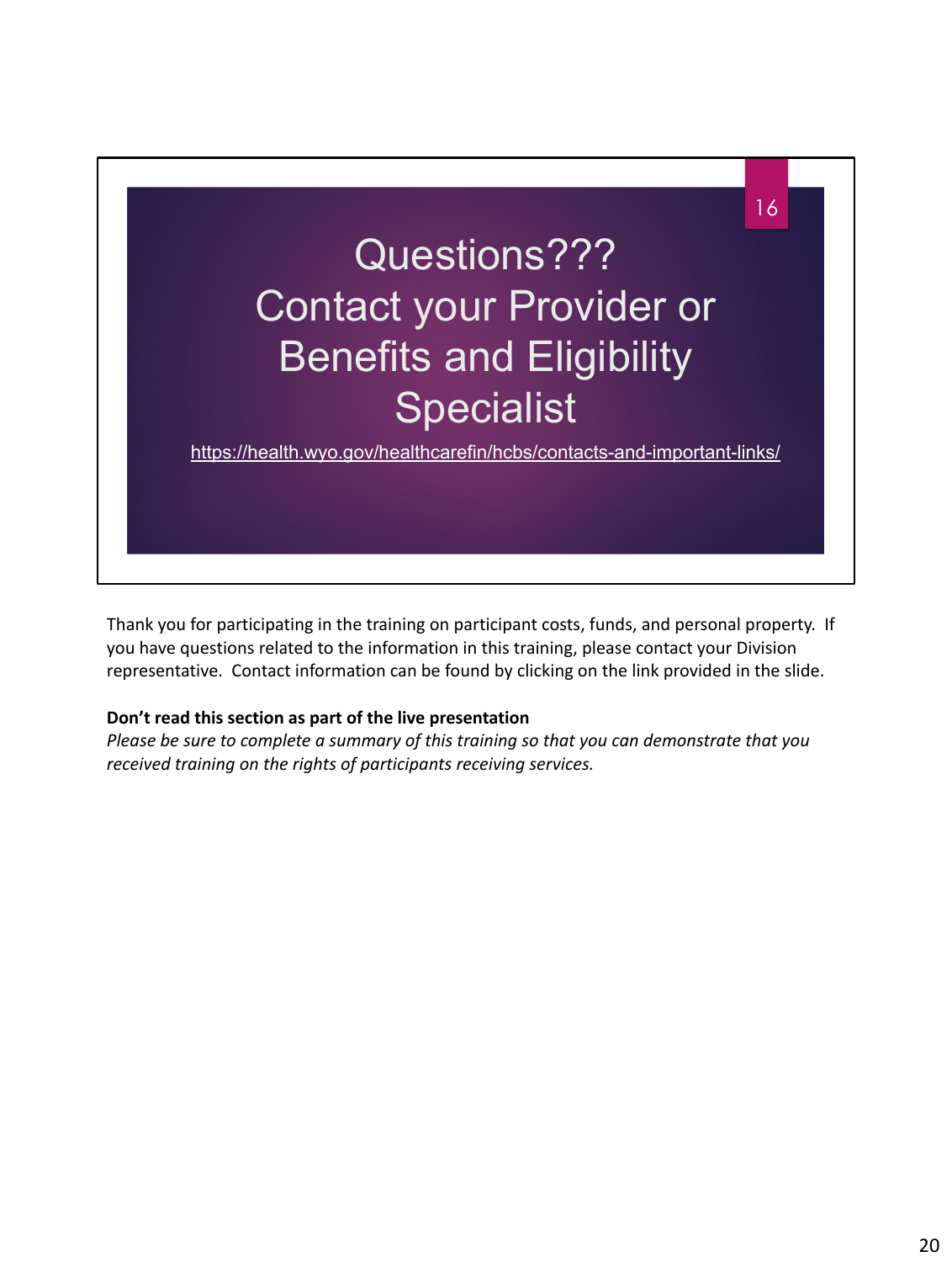16

# Questions???
# Contact your Provider or Benefits and Eligibility Specialist

https://health.wyo.gov/healthcarefin/hcbs/contacts-and-important-links/

Thank you for participating in the training on participant costs, funds, and personal property. If you have questions related to the information in this training, please contact your Division representative. Contact information can be found by clicking on the link provided in the slide.

**Don't read this section as part of the live presentation**

*Please be sure to complete a summary of this training so that you can demonstrate that you received training on the rights of participants receiving services.*